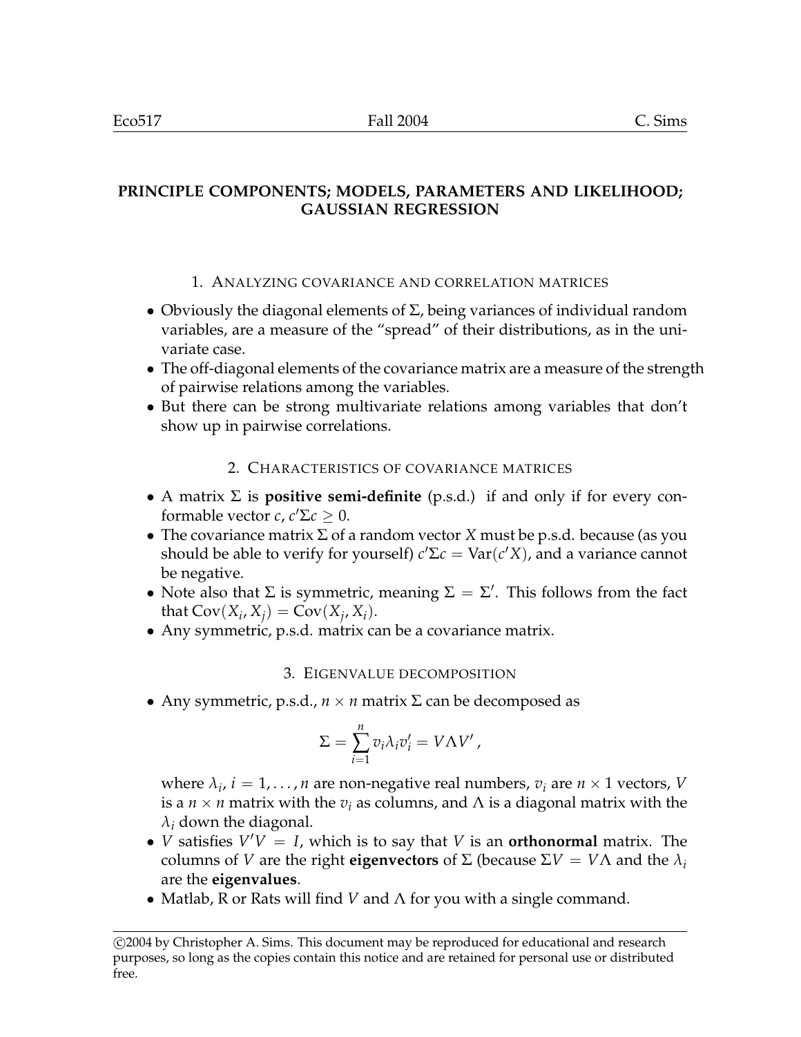# PRINCIPLE COMPONENTS; MODELS, PARAMETERS AND LIKELIHOOD; GAUSSIAN REGRESSION

## 1. Analyzing covariance and correlation matrices

- Obviously the diagonal elements of $\Sigma$, being variances of individual random variables, are a measure of the "spread" of their distributions, as in the univariate case.
- The off-diagonal elements of the covariance matrix are a measure of the strength of pairwise relations among the variables.
- But there can be strong multivariate relations among variables that don't show up in pairwise correlations.

## 2. Characteristics of covariance matrices

- A matrix $\Sigma$ is **positive semi-definite** (p.s.d.) if and only if for every conformable vector $c$, $c'\Sigma c \geq 0$.
- The covariance matrix $\Sigma$ of a random vector $X$ must be p.s.d. because (as you should be able to verify for yourself) $c'\Sigma c = \text{Var}(c'X)$, and a variance cannot be negative.
- Note also that $\Sigma$ is symmetric, meaning $\Sigma = \Sigma'$. This follows from the fact that $\text{Cov}(X_i, X_j) = \text{Cov}(X_j, X_i)$.
- Any symmetric, p.s.d. matrix can be a covariance matrix.

## 3. Eigenvalue decomposition

- Any symmetric, p.s.d., $n \times n$ matrix $\Sigma$ can be decomposed as

$$\Sigma = \sum_{i=1}^{n} v_i \lambda_i v_i' = V \Lambda V' ,$$

where $\lambda_i$, $i = 1, \ldots, n$ are non-negative real numbers, $v_i$ are $n \times 1$ vectors, $V$ is a $n \times n$ matrix with the $v_i$ as columns, and $\Lambda$ is a diagonal matrix with the $\lambda_i$ down the diagonal.

- $V$ satisfies $V'V = I$, which is to say that $V$ is an **orthonormal** matrix. The columns of $V$ are the right **eigenvectors** of $\Sigma$ (because $\Sigma V = V\Lambda$ and the $\lambda_i$ are the **eigenvalues**.
- Matlab, R or Rats will find $V$ and $\Lambda$ for you with a single command.

©2004 by Christopher A. Sims. This document may be reproduced for educational and research purposes, so long as the copies contain this notice and are retained for personal use or distributed free.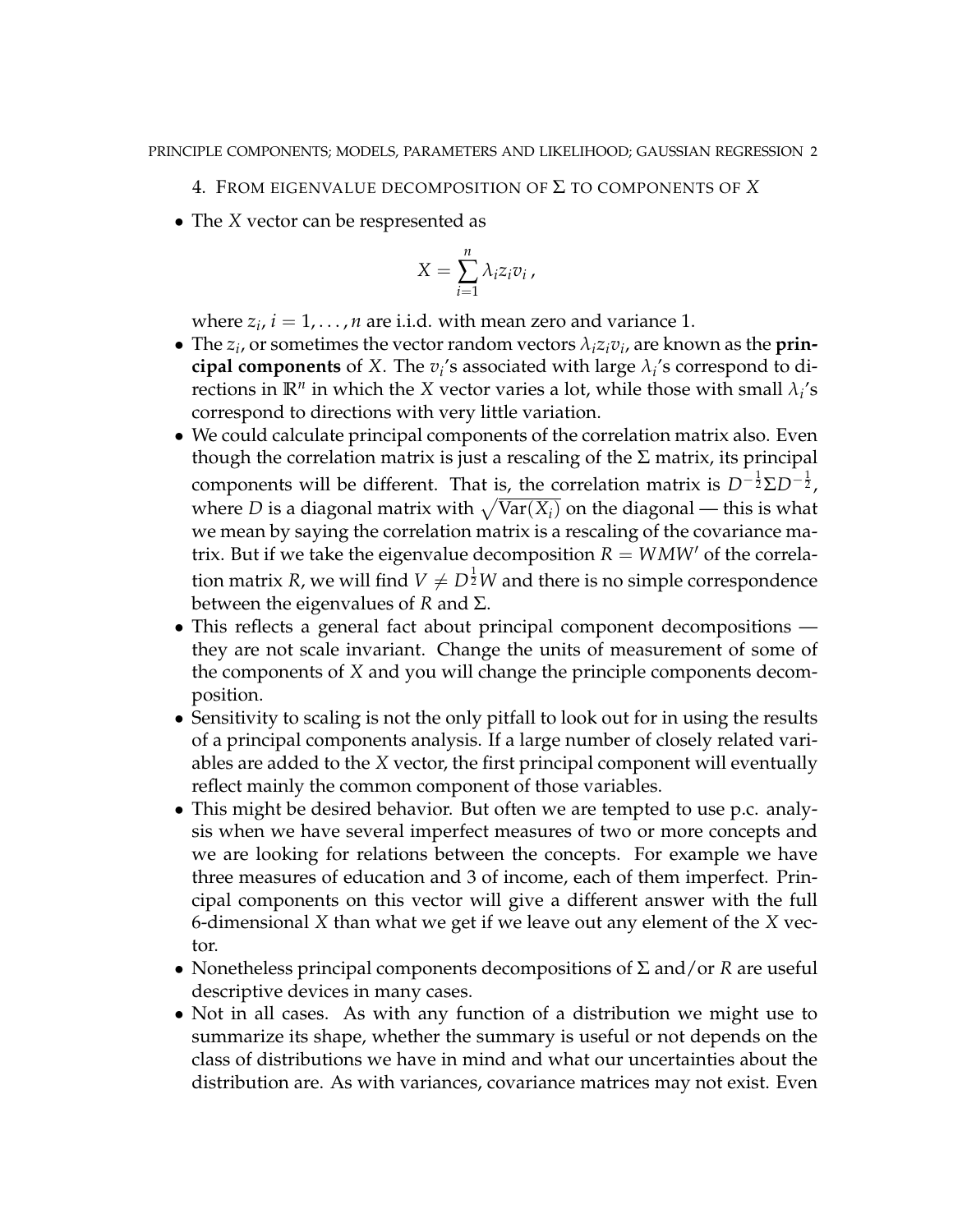## 4. From eigenvalue decomposition of $\Sigma$ to components of $X$

- The $X$ vector can be respresented as

$$X = \sum_{i=1}^{n} \lambda_i z_i v_i \,,$$

  where $z_i$, $i = 1, \ldots, n$ are i.i.d. with mean zero and variance 1.
- The $z_i$, or sometimes the vector random vectors $\lambda_i z_i v_i$, are known as the **principal components** of $X$. The $v_i$'s associated with large $\lambda_i$'s correspond to directions in $\mathbb{R}^n$ in which the $X$ vector varies a lot, while those with small $\lambda_i$'s correspond to directions with very little variation.
- We could calculate principal components of the correlation matrix also. Even though the correlation matrix is just a rescaling of the $\Sigma$ matrix, its principal components will be different. That is, the correlation matrix is $D^{-\frac{1}{2}} \Sigma D^{-\frac{1}{2}}$, where $D$ is a diagonal matrix with $\sqrt{\text{Var}(X_i)}$ on the diagonal — this is what we mean by saying the correlation matrix is a rescaling of the covariance matrix. But if we take the eigenvalue decomposition $R = WMW'$ of the correlation matrix $R$, we will find $V \neq D^{\frac{1}{2}} W$ and there is no simple correspondence between the eigenvalues of $R$ and $\Sigma$.
- This reflects a general fact about principal component decompositions — they are not scale invariant. Change the units of measurement of some of the components of $X$ and you will change the principle components decomposition.
- Sensitivity to scaling is not the only pitfall to look out for in using the results of a principal components analysis. If a large number of closely related variables are added to the $X$ vector, the first principal component will eventually reflect mainly the common component of those variables.
- This might be desired behavior. But often we are tempted to use p.c. analysis when we have several imperfect measures of two or more concepts and we are looking for relations between the concepts. For example we have three measures of education and 3 of income, each of them imperfect. Principal components on this vector will give a different answer with the full 6-dimensional $X$ than what we get if we leave out any element of the $X$ vector.
- Nonetheless principal components decompositions of $\Sigma$ and/or $R$ are useful descriptive devices in many cases.
- Not in all cases. As with any function of a distribution we might use to summarize its shape, whether the summary is useful or not depends on the class of distributions we have in mind and what our uncertainties about the distribution are. As with variances, covariance matrices may not exist. Even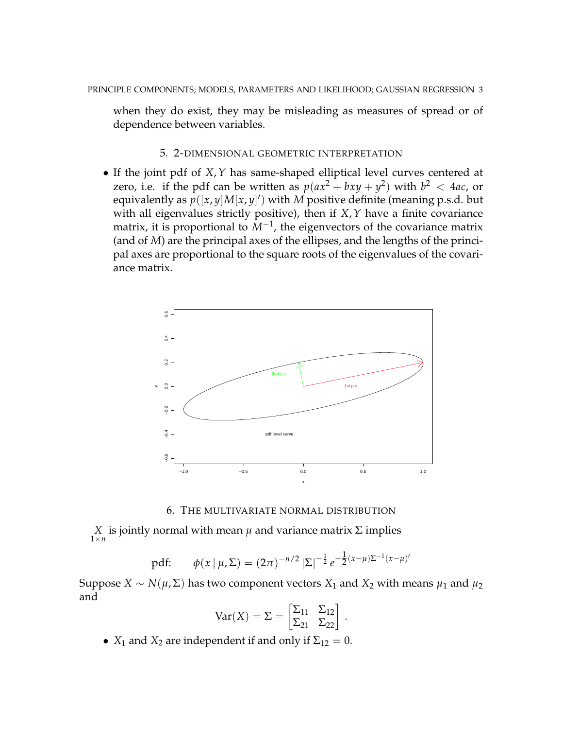when they do exist, they may be misleading as measures of spread or of dependence between variables.

## 5. 2-Dimensional Geometric Interpretation

- If the joint pdf of $X, Y$ has same-shaped elliptical level curves centered at zero, i.e. if the pdf can be written as $p(ax^2 + bxy + y^2)$ with $b^2 < 4ac$, or equivalently as $p([x, y]M[x, y]')$ with $M$ positive definite (meaning p.s.d. but with all eigenvalues strictly positive), then if $X, Y$ have a finite covariance matrix, it is proportional to $M^{-1}$, the eigenvectors of the covariance matrix (and of $M$) are the principal axes of the ellipses, and the lengths of the principal axes are proportional to the square roots of the eigenvalues of the covariance matrix.

## 6. The Multivariate Normal Distribution

$\underset{1\times n}{X}$ is jointly normal with mean $\mu$ and variance matrix $\Sigma$ implies

$$\text{pdf:} \qquad \phi(x \mid \mu, \Sigma) = (2\pi)^{-n/2} \, |\Sigma|^{-\frac{1}{2}} \, e^{-\frac{1}{2}(x-\mu)\Sigma^{-1}(x-\mu)'}$$

Suppose $X \sim N(\mu, \Sigma)$ has two component vectors $X_1$ and $X_2$ with means $\mu_1$ and $\mu_2$ and

$$\operatorname{Var}(X) = \Sigma = \begin{bmatrix} \Sigma_{11} & \Sigma_{12} \\ \Sigma_{21} & \Sigma_{22} \end{bmatrix} .$$

- $X_1$ and $X_2$ are independent if and only if $\Sigma_{12} = 0$.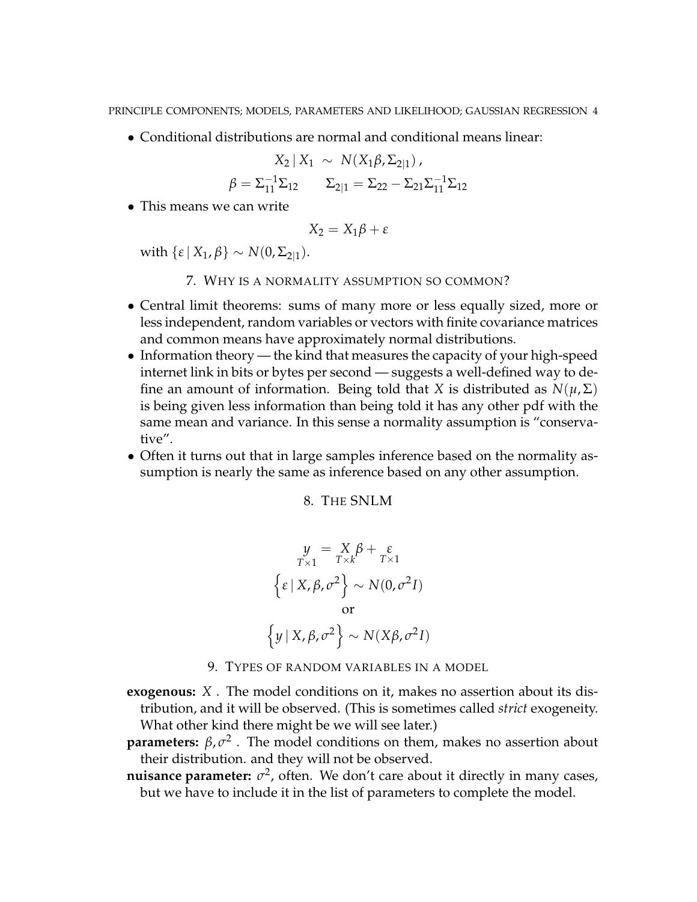- Conditional distributions are normal and conditional means linear:

$$X_2 \mid X_1 \sim N(X_1\beta, \Sigma_{2|1}),$$
$$\beta = \Sigma_{11}^{-1}\Sigma_{12} \qquad \Sigma_{2|1} = \Sigma_{22} - \Sigma_{21}\Sigma_{11}^{-1}\Sigma_{12}$$

- This means we can write

$$X_2 = X_1\beta + \varepsilon$$

with $\{\varepsilon \mid X_1, \beta\} \sim N(0, \Sigma_{2|1})$.

## 7. Why is a normality assumption so common?

- Central limit theorems: sums of many more or less equally sized, more or less independent, random variables or vectors with finite covariance matrices and common means have approximately normal distributions.
- Information theory — the kind that measures the capacity of your high-speed internet link in bits or bytes per second — suggests a well-defined way to define an amount of information. Being told that $X$ is distributed as $N(\mu, \Sigma)$ is being given less information than being told it has any other pdf with the same mean and variance. In this sense a normality assumption is "conservative".
- Often it turns out that in large samples inference based on the normality assumption is nearly the same as inference based on any other assumption.

## 8. The SNLM

$$\underset{T\times 1}{y} = \underset{T\times k}{X}\beta + \underset{T\times 1}{\varepsilon}$$
$$\left\{\varepsilon \mid X, \beta, \sigma^2\right\} \sim N(0, \sigma^2 I)$$
$$\text{or}$$
$$\left\{y \mid X, \beta, \sigma^2\right\} \sim N(X\beta, \sigma^2 I)$$

## 9. Types of random variables in a model

**exogenous:** $X$ . The model conditions on it, makes no assertion about its distribution, and it will be observed. (This is sometimes called *strict* exogeneity. What other kind there might be we will see later.)

**parameters:** $\beta, \sigma^2$ . The model conditions on them, makes no assertion about their distribution. and they will not be observed.

**nuisance parameter:** $\sigma^2$, often. We don't care about it directly in many cases, but we have to include it in the list of parameters to complete the model.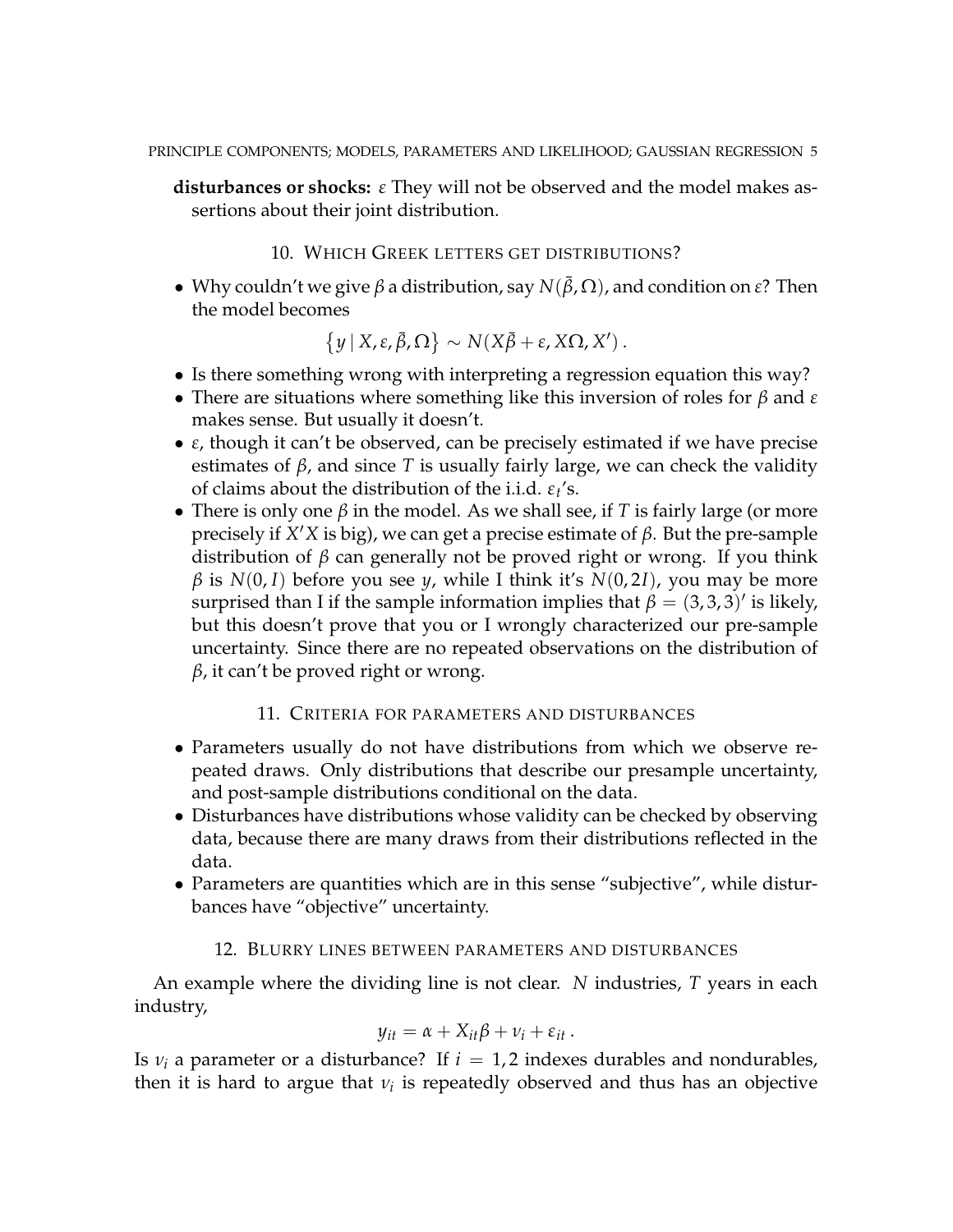**disturbances or shocks:** $\varepsilon$ They will not be observed and the model makes assertions about their joint distribution.

## 10. Which Greek letters get distributions?

- Why couldn't we give $\beta$ a distribution, say $N(\bar{\beta}, \Omega)$, and condition on $\varepsilon$? Then the model becomes

$$\{y \mid X, \varepsilon, \bar{\beta}, \Omega\} \sim N(X\bar{\beta} + \varepsilon, X\Omega, X') .$$

- Is there something wrong with interpreting a regression equation this way?
- There are situations where something like this inversion of roles for $\beta$ and $\varepsilon$ makes sense. But usually it doesn't.
- $\varepsilon$, though it can't be observed, can be precisely estimated if we have precise estimates of $\beta$, and since $T$ is usually fairly large, we can check the validity of claims about the distribution of the i.i.d. $\varepsilon_t$'s.
- There is only one $\beta$ in the model. As we shall see, if $T$ is fairly large (or more precisely if $X'X$ is big), we can get a precise estimate of $\beta$. But the pre-sample distribution of $\beta$ can generally not be proved right or wrong. If you think $\beta$ is $N(0, I)$ before you see $y$, while I think it's $N(0, 2I)$, you may be more surprised than I if the sample information implies that $\beta = (3, 3, 3)'$ is likely, but this doesn't prove that you or I wrongly characterized our pre-sample uncertainty. Since there are no repeated observations on the distribution of $\beta$, it can't be proved right or wrong.

## 11. Criteria for parameters and disturbances

- Parameters usually do not have distributions from which we observe repeated draws. Only distributions that describe our presample uncertainty, and post-sample distributions conditional on the data.
- Disturbances have distributions whose validity can be checked by observing data, because there are many draws from their distributions reflected in the data.
- Parameters are quantities which are in this sense "subjective", while disturbances have "objective" uncertainty.

## 12. Blurry lines between parameters and disturbances

An example where the dividing line is not clear. $N$ industries, $T$ years in each industry,

$$y_{it} = \alpha + X_{it}\beta + \nu_i + \varepsilon_{it} .$$

Is $\nu_i$ a parameter or a disturbance? If $i = 1, 2$ indexes durables and nondurables, then it is hard to argue that $\nu_i$ is repeatedly observed and thus has an objective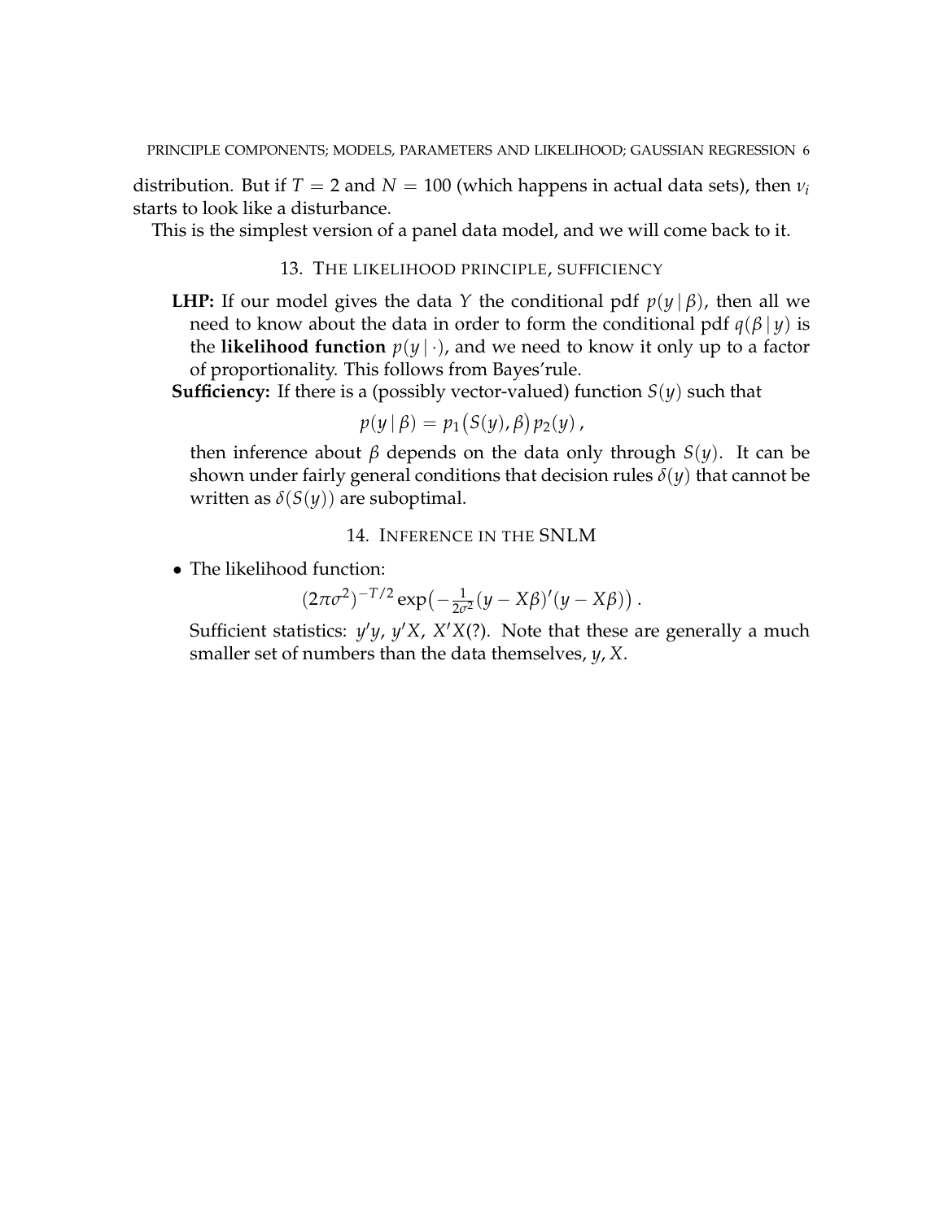distribution. But if $T = 2$ and $N = 100$ (which happens in actual data sets), then $\nu_i$ starts to look like a disturbance.

This is the simplest version of a panel data model, and we will come back to it.

## 13. The likelihood principle, sufficiency

**LHP:** If our model gives the data $Y$ the conditional pdf $p(y \mid \beta)$, then all we need to know about the data in order to form the conditional pdf $q(\beta \mid y)$ is the **likelihood function** $p(y \mid \cdot)$, and we need to know it only up to a factor of proportionality. This follows from Bayes'rule.

**Sufficiency:** If there is a (possibly vector-valued) function $S(y)$ such that

$$p(y \mid \beta) = p_1\big(S(y), \beta\big)\, p_2(y)\,,$$

then inference about $\beta$ depends on the data only through $S(y)$. It can be shown under fairly general conditions that decision rules $\delta(y)$ that cannot be written as $\delta(S(y))$ are suboptimal.

## 14. Inference in the SNLM

- The likelihood function:

$$(2\pi\sigma^2)^{-T/2} \exp\big(-\tfrac{1}{2\sigma^2}(y - X\beta)'(y - X\beta)\big)\,.$$

Sufficient statistics: $y'y$, $y'X$, $X'X$(?). Note that these are generally a much smaller set of numbers than the data themselves, $y$, $X$.